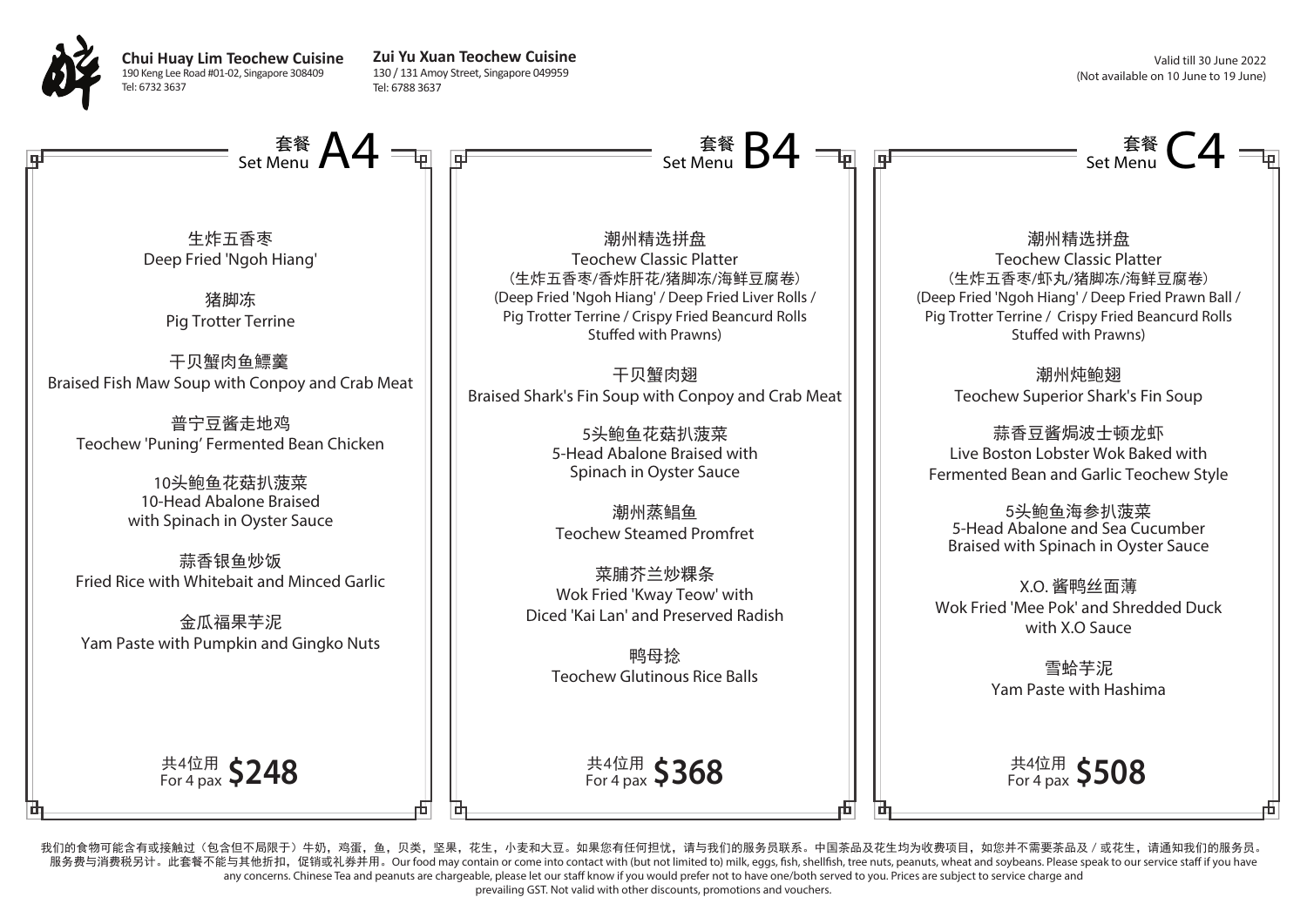**Chui Huay Lim Teochew Cuisine**
190 Keng Lee Road #01-02, Singapore 308409
Tel: 6732 3637

**Zui Yu Xuan Teochew Cuisine**
130 / 131 Amoy Street, Singapore 049959
Tel: 6788 3637

Valid till 30 June 2022
(Not available on 10 June to 19 June)

## 套餐 Set Menu A4

生炸五香枣
Deep Fried 'Ngoh Hiang'

猪脚冻
Pig Trotter Terrine

干贝蟹肉鱼鳔羹
Braised Fish Maw Soup with Conpoy and Crab Meat

普宁豆酱走地鸡
Teochew 'Puning' Fermented Bean Chicken

10头鲍鱼花菇扒菠菜
10-Head Abalone Braised with Spinach in Oyster Sauce

蒜香银鱼炒饭
Fried Rice with Whitebait and Minced Garlic

金瓜福果芋泥
Yam Paste with Pumpkin and Gingko Nuts

共4位用 For 4 pax **$248**

## 套餐 Set Menu B4

潮州精选拼盘
Teochew Classic Platter
(生炸五香枣/香炸肝花/猪脚冻/海鲜豆腐卷)
(Deep Fried 'Ngoh Hiang' / Deep Fried Liver Rolls / Pig Trotter Terrine / Crispy Fried Beancurd Rolls Stuffed with Prawns)

干贝蟹肉翅
Braised Shark's Fin Soup with Conpoy and Crab Meat

5头鲍鱼花菇扒菠菜
5-Head Abalone Braised with Spinach in Oyster Sauce

潮州蒸鲳鱼
Teochew Steamed Promfret

菜脯芥兰炒粿条
Wok Fried 'Kway Teow' with Diced 'Kai Lan' and Preserved Radish

鸭母捻
Teochew Glutinous Rice Balls

共4位用 For 4 pax **$368**

## 套餐 Set Menu C4

潮州精选拼盘
Teochew Classic Platter
(生炸五香枣/虾丸/猪脚冻/海鲜豆腐卷)
(Deep Fried 'Ngoh Hiang' / Deep Fried Prawn Ball / Pig Trotter Terrine / Crispy Fried Beancurd Rolls Stuffed with Prawns)

潮州炖鲍翅
Teochew Superior Shark's Fin Soup

蒜香豆酱焗波士顿龙虾
Live Boston Lobster Wok Baked with Fermented Bean and Garlic Teochew Style

5头鲍鱼海参扒菠菜
5-Head Abalone and Sea Cucumber Braised with Spinach in Oyster Sauce

X.O. 酱鸭丝面薄
Wok Fried 'Mee Pok' and Shredded Duck with X.O Sauce

雪蛤芋泥
Yam Paste with Hashima

共4位用 For 4 pax **$508**

我们的食物可能含有或接触过（包含但不局限于）牛奶，鸡蛋，鱼，贝类，坚果，花生，小麦和大豆。如果您有任何担忧，请与我们的服务员联系。中国茶品及花生均为收费项目，如您并不需要茶品及 / 或花生，请通知我们的服务员。服务费与消费税另计。此套餐不能与其他折扣，促销或礼券并用。Our food may contain or come into contact with (but not limited to) milk, eggs, fish, shellfish, tree nuts, peanuts, wheat and soybeans. Please speak to our service staff if you have any concerns. Chinese Tea and peanuts are chargeable, please let our staff know if you would prefer not to have one/both served to you. Prices are subject to service charge and prevailing GST. Not valid with other discounts, promotions and vouchers.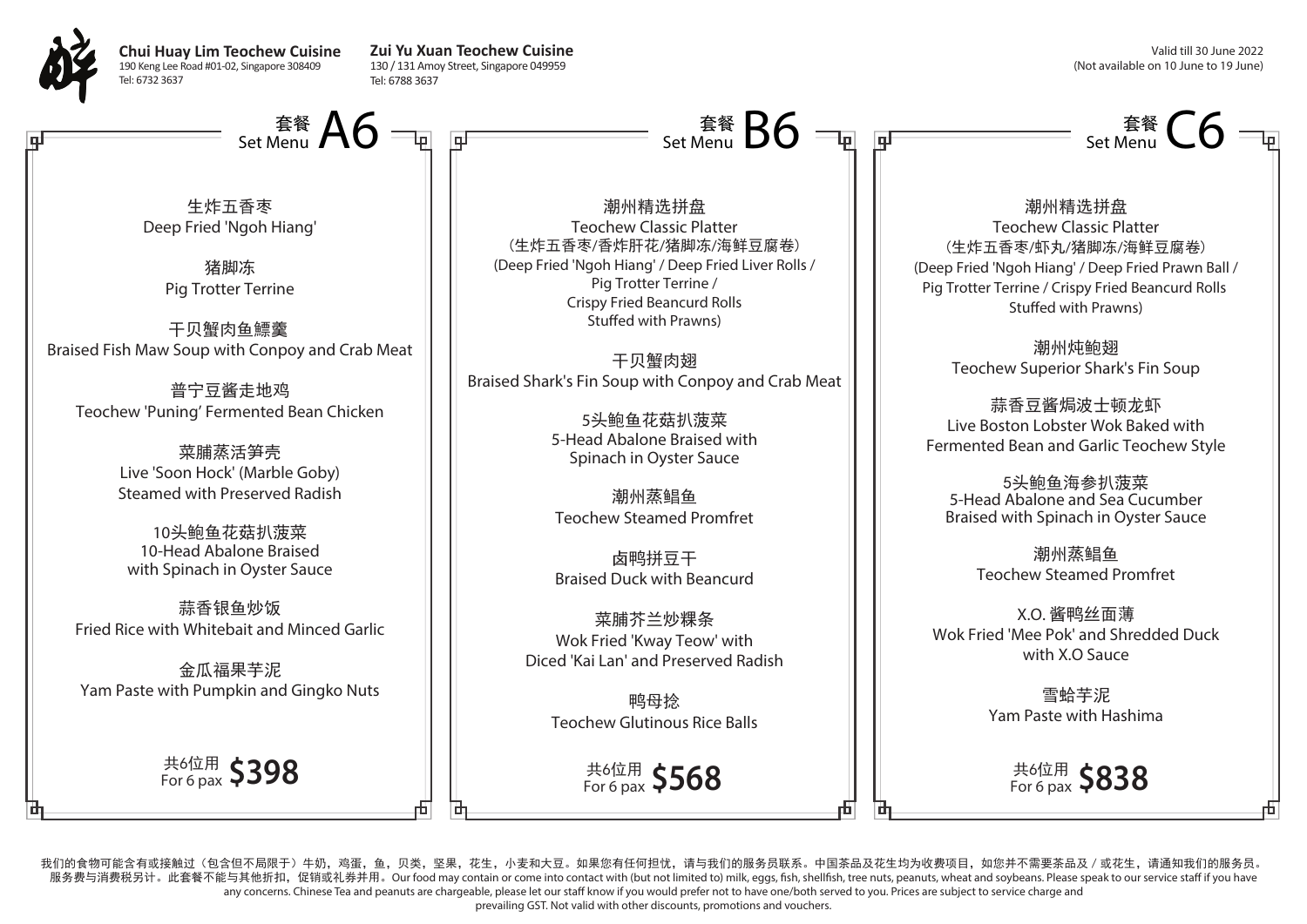**Chui Huay Lim Teochew Cuisine**
190 Keng Lee Road #01-02, Singapore 308409
Tel: 6732 3637

**Zui Yu Xuan Teochew Cuisine**
130 / 131 Amoy Street, Singapore 049959
Tel: 6788 3637

Valid till 30 June 2022
(Not available on 10 June to 19 June)

## 套餐 Set Menu A6

生炸五香枣
Deep Fried 'Ngoh Hiang'

猪脚冻
Pig Trotter Terrine

干贝蟹肉鱼鳔羹
Braised Fish Maw Soup with Conpoy and Crab Meat

普宁豆酱走地鸡
Teochew 'Puning' Fermented Bean Chicken

菜脯蒸活笋壳
Live 'Soon Hock' (Marble Goby) Steamed with Preserved Radish

10头鲍鱼花菇扒菠菜
10-Head Abalone Braised with Spinach in Oyster Sauce

蒜香银鱼炒饭
Fried Rice with Whitebait and Minced Garlic

金瓜福果芋泥
Yam Paste with Pumpkin and Gingko Nuts

共6位用 For 6 pax **$398**

## 套餐 Set Menu B6

潮州精选拼盘
Teochew Classic Platter
（生炸五香枣/香炸肝花/猪脚冻/海鲜豆腐卷）
(Deep Fried 'Ngoh Hiang' / Deep Fried Liver Rolls / Pig Trotter Terrine / Crispy Fried Beancurd Rolls Stuffed with Prawns)

干贝蟹肉翅
Braised Shark's Fin Soup with Conpoy and Crab Meat

5头鲍鱼花菇扒菠菜
5-Head Abalone Braised with Spinach in Oyster Sauce

潮州蒸鲳鱼
Teochew Steamed Promfret

卤鸭拼豆干
Braised Duck with Beancurd

菜脯芥兰炒粿条
Wok Fried 'Kway Teow' with Diced 'Kai Lan' and Preserved Radish

鸭母捻
Teochew Glutinous Rice Balls

共6位用 For 6 pax **$568**

## 套餐 Set Menu C6

潮州精选拼盘
Teochew Classic Platter
（生炸五香枣/虾丸/猪脚冻/海鲜豆腐卷）
(Deep Fried 'Ngoh Hiang' / Deep Fried Prawn Ball / Pig Trotter Terrine / Crispy Fried Beancurd Rolls Stuffed with Prawns)

潮州炖鲍翅
Teochew Superior Shark's Fin Soup

蒜香豆酱焗波士顿龙虾
Live Boston Lobster Wok Baked with Fermented Bean and Garlic Teochew Style

5头鲍鱼海参扒菠菜
5-Head Abalone and Sea Cucumber Braised with Spinach in Oyster Sauce

潮州蒸鲳鱼
Teochew Steamed Promfret

X.O. 酱鸭丝面薄
Wok Fried 'Mee Pok' and Shredded Duck with X.O Sauce

雪蛤芋泥
Yam Paste with Hashima

共6位用 For 6 pax **$838**

我们的食物可能含有或接触过（包含但不局限于）牛奶，鸡蛋，鱼，贝类，坚果，花生，小麦和大豆。如果您有任何担忧，请与我们的服务员联系。中国茶品及花生均为收费项目，如您并不需要茶品及 / 或花生，请通知我们的服务员。服务费与消费税另计。此套餐不能与其他折扣，促销或礼券并用。Our food may contain or come into contact with (but not limited to) milk, eggs, fish, shellfish, tree nuts, peanuts, wheat and soybeans. Please speak to our service staff if you have any concerns. Chinese Tea and peanuts are chargeable, please let our staff know if you would prefer not to have one/both served to you. Prices are subject to service charge and prevailing GST. Not valid with other discounts, promotions and vouchers.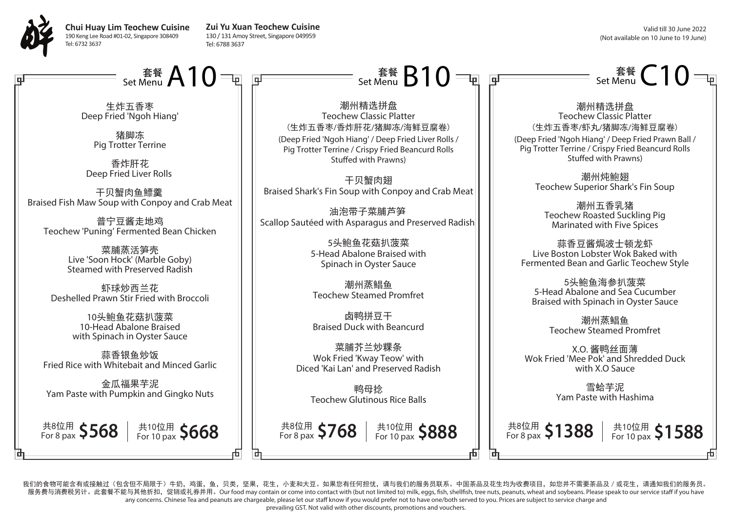**Chui Huay Lim Teochew Cuisine**
190 Keng Lee Road #01-02, Singapore 308409
Tel: 6732 3637

**Zui Yu Xuan Teochew Cuisine**
130 / 131 Amoy Street, Singapore 049959
Tel: 6788 3637

Valid till 30 June 2022
(Not available on 10 June to 19 June)

## 套餐 Set Menu A10

生炸五香枣
Deep Fried 'Ngoh Hiang'

猪脚冻
Pig Trotter Terrine

香炸肝花
Deep Fried Liver Rolls

干贝蟹肉鱼鳔羹
Braised Fish Maw Soup with Conpoy and Crab Meat

普宁豆酱走地鸡
Teochew 'Puning' Fermented Bean Chicken

菜脯蒸活笋壳
Live 'Soon Hock' (Marble Goby)
Steamed with Preserved Radish

虾球炒西兰花
Deshelled Prawn Stir Fried with Broccoli

10头鲍鱼花菇扒菠菜
10-Head Abalone Braised
with Spinach in Oyster Sauce

蒜香银鱼炒饭
Fried Rice with Whitebait and Minced Garlic

金瓜福果芋泥
Yam Paste with Pumpkin and Gingko Nuts

共8位用 For 8 pax **$568** | 共10位用 For 10 pax **$668**

## 套餐 Set Menu B10

潮州精选拼盘
Teochew Classic Platter
（生炸五香枣/香炸肝花/猪脚冻/海鲜豆腐卷）
(Deep Fried 'Ngoh Hiang' / Deep Fried Liver Rolls / Pig Trotter Terrine / Crispy Fried Beancurd Rolls Stuffed with Prawns)

干贝蟹肉翅
Braised Shark's Fin Soup with Conpoy and Crab Meat

油泡带子菜脯芦笋
Scallop Sautéed with Asparagus and Preserved Radish

5头鲍鱼花菇扒菠菜
5-Head Abalone Braised with
Spinach in Oyster Sauce

潮州蒸鲳鱼
Teochew Steamed Promfret

卤鸭拼豆干
Braised Duck with Beancurd

菜脯芥兰炒粿条
Wok Fried 'Kway Teow' with
Diced 'Kai Lan' and Preserved Radish

鸭母捻
Teochew Glutinous Rice Balls

共8位用 For 8 pax **$768** | 共10位用 For 10 pax **$888**

## 套餐 Set Menu C10

潮州精选拼盘
Teochew Classic Platter
（生炸五香枣/虾丸/猪脚冻/海鲜豆腐卷）
(Deep Fried 'Ngoh Hiang' / Deep Fried Prawn Ball / Pig Trotter Terrine / Crispy Fried Beancurd Rolls Stuffed with Prawns)

潮州炖鲍翅
Teochew Superior Shark's Fin Soup

潮州五香乳猪
Teochew Roasted Suckling Pig
Marinated with Five Spices

蒜香豆酱焗波士顿龙虾
Live Boston Lobster Wok Baked with
Fermented Bean and Garlic Teochew Style

5头鲍鱼海参扒菠菜
5-Head Abalone and Sea Cucumber
Braised with Spinach in Oyster Sauce

潮州蒸鲳鱼
Teochew Steamed Promfret

X.O. 酱鸭丝面薄
Wok Fried 'Mee Pok' and Shredded Duck
with X.O Sauce

雪蛤芋泥
Yam Paste with Hashima

共8位用 For 8 pax **$1388** | 共10位用 For 10 pax **$1588**

我们的食物可能含有或接触过（包含但不局限于）牛奶，鸡蛋，鱼，贝类，坚果，花生，小麦和大豆。如果您有任何担忧，请与我们的服务员联系。中国茶品及花生均为收费项目，如您并不需要茶品及 / 或花生，请通知我们的服务员。服务费与消费税另计。此套餐不能与其他折扣，促销或礼券并用。Our food may contain or come into contact with (but not limited to) milk, eggs, fish, shellfish, tree nuts, peanuts, wheat and soybeans. Please speak to our service staff if you have any concerns. Chinese Tea and peanuts are chargeable, please let our staff know if you would prefer not to have one/both served to you. Prices are subject to service charge and prevailing GST. Not valid with other discounts, promotions and vouchers.